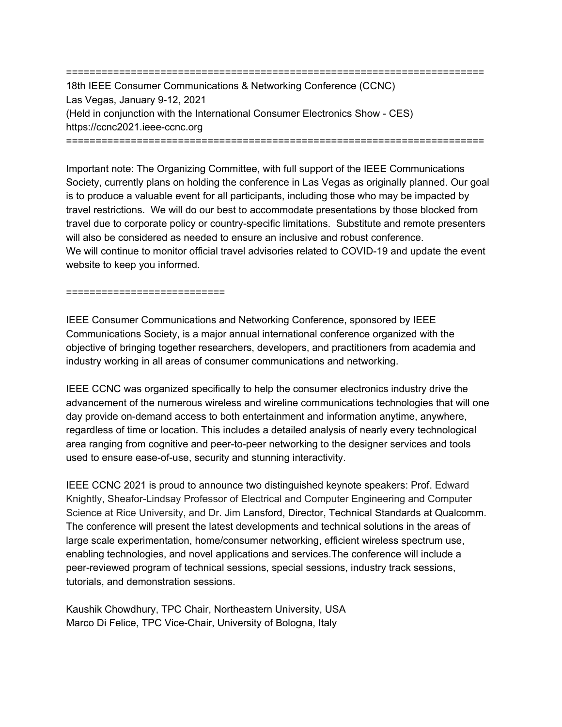========================================================================
18th IEEE Consumer Communications & Networking Conference (CCNC)
Las Vegas, January 9-12, 2021
(Held in conjunction with the International Consumer Electronics Show - CES)
https://ccnc2021.ieee-ccnc.org
========================================================================

Important note: The Organizing Committee, with full support of the IEEE Communications Society, currently plans on holding the conference in Las Vegas as originally planned. Our goal is to produce a valuable event for all participants, including those who may be impacted by travel restrictions. We will do our best to accommodate presentations by those blocked from travel due to corporate policy or country-specific limitations. Substitute and remote presenters will also be considered as needed to ensure an inclusive and robust conference.
We will continue to monitor official travel advisories related to COVID-19 and update the event website to keep you informed.

==========================

IEEE Consumer Communications and Networking Conference, sponsored by IEEE Communications Society, is a major annual international conference organized with the objective of bringing together researchers, developers, and practitioners from academia and industry working in all areas of consumer communications and networking.

IEEE CCNC was organized specifically to help the consumer electronics industry drive the advancement of the numerous wireless and wireline communications technologies that will one day provide on-demand access to both entertainment and information anytime, anywhere, regardless of time or location. This includes a detailed analysis of nearly every technological area ranging from cognitive and peer-to-peer networking to the designer services and tools used to ensure ease-of-use, security and stunning interactivity.

IEEE CCNC 2021 is proud to announce two distinguished keynote speakers: Prof. Edward Knightly, Sheafor-Lindsay Professor of Electrical and Computer Engineering and Computer Science at Rice University, and Dr. Jim Lansford, Director, Technical Standards at Qualcomm. The conference will present the latest developments and technical solutions in the areas of large scale experimentation, home/consumer networking, efficient wireless spectrum use, enabling technologies, and novel applications and services.The conference will include a peer-reviewed program of technical sessions, special sessions, industry track sessions, tutorials, and demonstration sessions.

Kaushik Chowdhury, TPC Chair, Northeastern University, USA
Marco Di Felice, TPC Vice-Chair, University of Bologna, Italy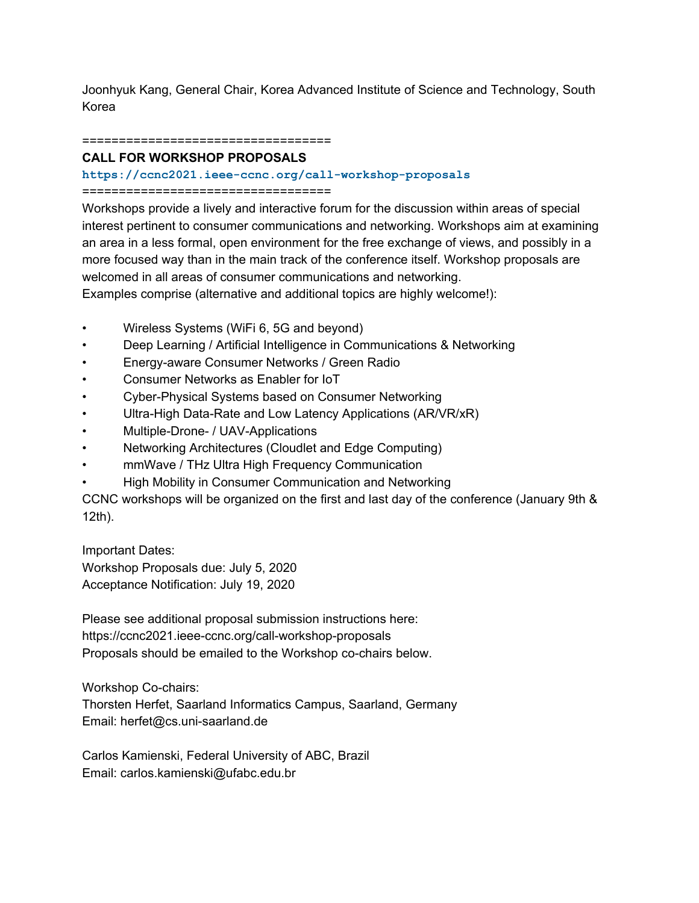Joonhyuk Kang, General Chair, Korea Advanced Institute of Science and Technology, South Korea

==================================

**CALL FOR WORKSHOP PROPOSALS**

**https://ccnc2021.ieee-ccnc.org/call-workshop-proposals**

==================================

Workshops provide a lively and interactive forum for the discussion within areas of special interest pertinent to consumer communications and networking. Workshops aim at examining an area in a less formal, open environment for the free exchange of views, and possibly in a more focused way than in the main track of the conference itself. Workshop proposals are welcomed in all areas of consumer communications and networking.
Examples comprise (alternative and additional topics are highly welcome!):

- Wireless Systems (WiFi 6, 5G and beyond)
- Deep Learning / Artificial Intelligence in Communications & Networking
- Energy-aware Consumer Networks / Green Radio
- Consumer Networks as Enabler for IoT
- Cyber-Physical Systems based on Consumer Networking
- Ultra-High Data-Rate and Low Latency Applications (AR/VR/xR)
- Multiple-Drone- / UAV-Applications
- Networking Architectures (Cloudlet and Edge Computing)
- mmWave / THz Ultra High Frequency Communication
- High Mobility in Consumer Communication and Networking

CCNC workshops will be organized on the first and last day of the conference (January 9th & 12th).

Important Dates:
Workshop Proposals due: July 5, 2020
Acceptance Notification: July 19, 2020

Please see additional proposal submission instructions here:
https://ccnc2021.ieee-ccnc.org/call-workshop-proposals
Proposals should be emailed to the Workshop co-chairs below.

Workshop Co-chairs:
Thorsten Herfet, Saarland Informatics Campus, Saarland, Germany
Email: herfet@cs.uni-saarland.de

Carlos Kamienski, Federal University of ABC, Brazil
Email: carlos.kamienski@ufabc.edu.br